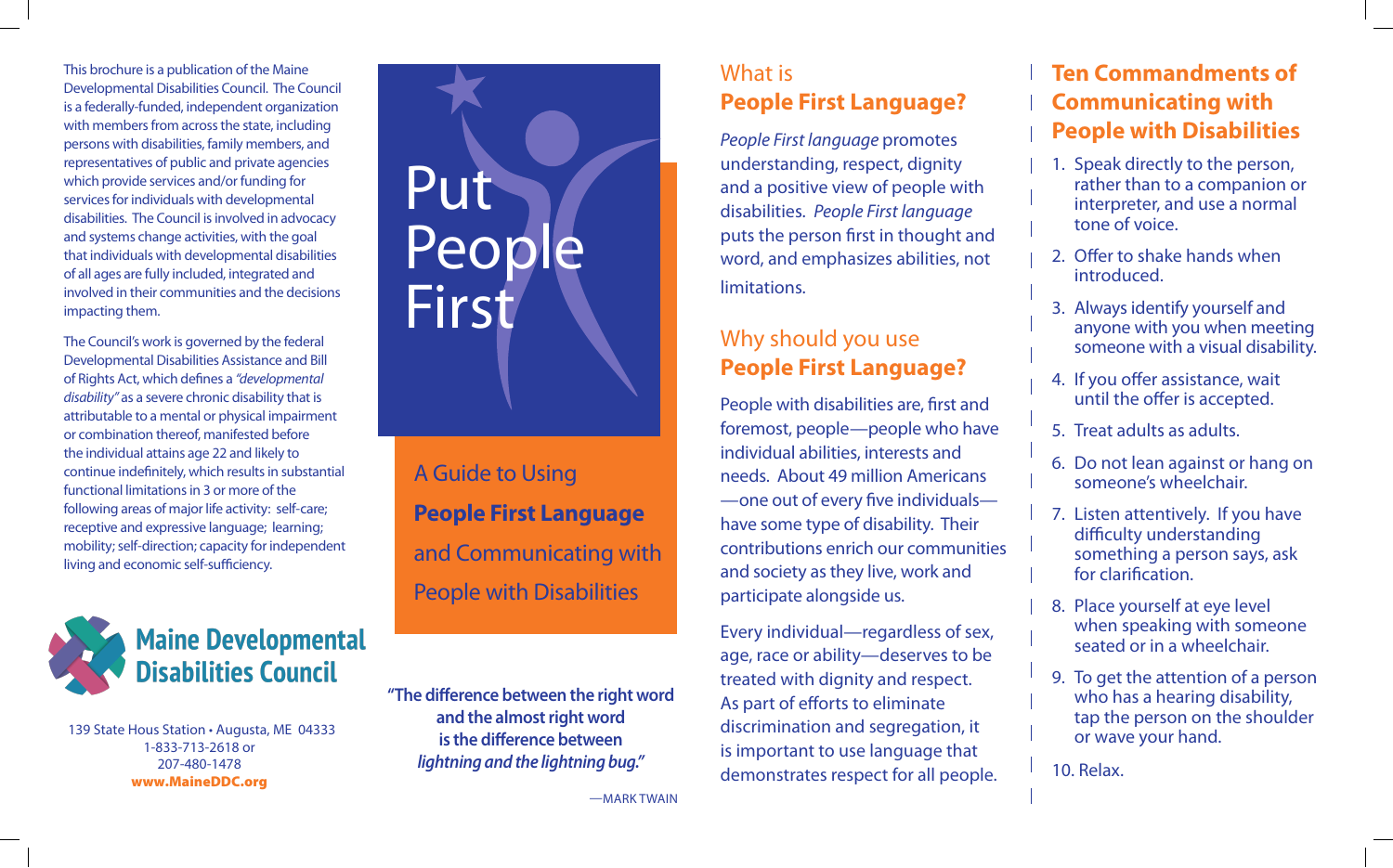This brochure is a publication of the Maine Developmental Disabilities Council. The Council is a federally-funded, independent organization with members from across the state, including persons with disabilities, family members, and representatives of public and private agencies which provide services and/or funding for services for individuals with developmental disabilities. The Council is involved in advocacy and systems change activities, with the goal that individuals with developmental disabilities of all ages are fully included, integrated and involved in their communities and the decisions impacting them.

The Council's work is governed by the federal Developmental Disabilities Assistance and Bill of Rights Act, which defines a *"developmental disability"* as a severe chronic disability that is attributable to a mental or physical impairment or combination thereof, manifested before the individual attains age 22 and likely to continue indefinitely, which results in substantial functional limitations in 3 or more of the following areas of major life activity: self-care; receptive and expressive language; learning; mobility; self-direction; capacity for independent living and economic self-sufficiency.

**Maine Developmental Disabilities Council**

139 State Hous Station • Augusta, ME 04333
1-833-713-2618 or
207-480-1478
**www.MaineDDC.org**

# Put People First

A Guide to Using **People First Language** and Communicating with People with Disabilities

**"The difference between the right word and the almost right word is the difference between *lightning and the lightning bug."***

—MARK TWAIN

## What is **People First Language?**

*People First language* promotes understanding, respect, dignity and a positive view of people with disabilities. *People First language* puts the person first in thought and word, and emphasizes abilities, not limitations.

## Why should you use **People First Language?**

People with disabilities are, first and foremost, people—people who have individual abilities, interests and needs. About 49 million Americans —one out of every five individuals— have some type of disability. Their contributions enrich our communities and society as they live, work and participate alongside us.

Every individual—regardless of sex, age, race or ability—deserves to be treated with dignity and respect. As part of efforts to eliminate discrimination and segregation, it is important to use language that demonstrates respect for all people.

## Ten Commandments of Communicating with People with Disabilities

1. Speak directly to the person, rather than to a companion or interpreter, and use a normal tone of voice.
2. Offer to shake hands when introduced.
3. Always identify yourself and anyone with you when meeting someone with a visual disability.
4. If you offer assistance, wait until the offer is accepted.
5. Treat adults as adults.
6. Do not lean against or hang on someone's wheelchair.
7. Listen attentively. If you have difficulty understanding something a person says, ask for clarification.
8. Place yourself at eye level when speaking with someone seated or in a wheelchair.
9. To get the attention of a person who has a hearing disability, tap the person on the shoulder or wave your hand.
10. Relax.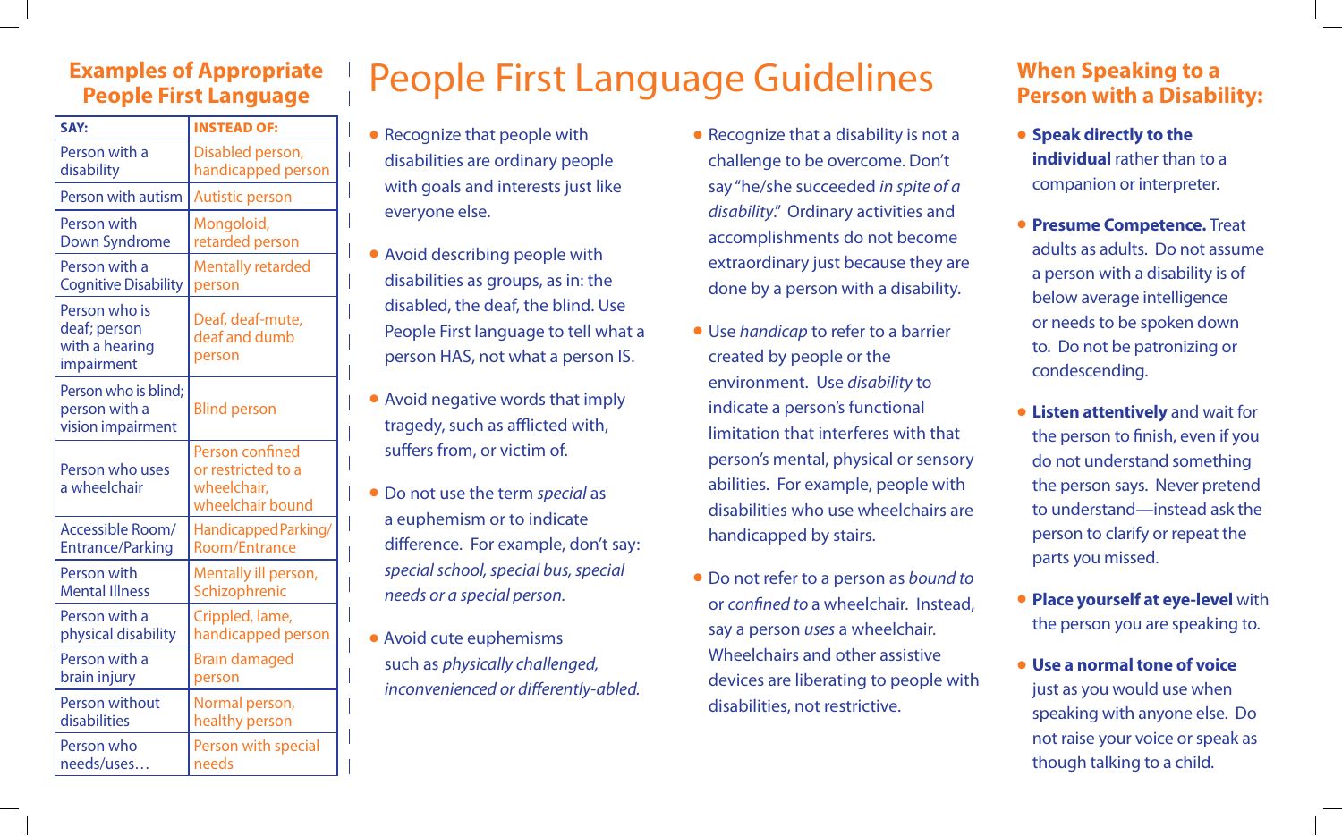## Examples of Appropriate People First Language

| SAY: | INSTEAD OF: |
| --- | --- |
| Person with a disability | Disabled person, handicapped person |
| Person with autism | Autistic person |
| Person with Down Syndrome | Mongoloid, retarded person |
| Person with a Cognitive Disability | Mentally retarded person |
| Person who is deaf; person with a hearing impairment | Deaf, deaf-mute, deaf and dumb person |
| Person who is blind; person with a vision impairment | Blind person |
| Person who uses a wheelchair | Person confined or restricted to a wheelchair, wheelchair bound |
| Accessible Room/ Entrance/Parking | Handicapped Parking/ Room/Entrance |
| Person with Mental Illness | Mentally ill person, Schizophrenic |
| Person with a physical disability | Crippled, lame, handicapped person |
| Person with a brain injury | Brain damaged person |
| Person without disabilities | Normal person, healthy person |
| Person who needs/uses… | Person with special needs |

# People First Language Guidelines

- Recognize that people with disabilities are ordinary people with goals and interests just like everyone else.
- Avoid describing people with disabilities as groups, as in: the disabled, the deaf, the blind. Use People First language to tell what a person HAS, not what a person IS.
- Avoid negative words that imply tragedy, such as afflicted with, suffers from, or victim of.
- Do not use the term *special* as a euphemism or to indicate difference. For example, don't say: *special school, special bus, special needs or a special person.*
- Avoid cute euphemisms such as *physically challenged, inconvenienced or differently-abled.*
- Recognize that a disability is not a challenge to be overcome. Don't say "he/she succeeded *in spite of a disability.*" Ordinary activities and accomplishments do not become extraordinary just because they are done by a person with a disability.
- Use *handicap* to refer to a barrier created by people or the environment. Use *disability* to indicate a person's functional limitation that interferes with that person's mental, physical or sensory abilities. For example, people with disabilities who use wheelchairs are handicapped by stairs.
- Do not refer to a person as *bound to* or *confined to* a wheelchair. Instead, say a person *uses* a wheelchair. Wheelchairs and other assistive devices are liberating to people with disabilities, not restrictive.

## When Speaking to a Person with a Disability:

- **Speak directly to the individual** rather than to a companion or interpreter.
- **Presume Competence.** Treat adults as adults. Do not assume a person with a disability is of below average intelligence or needs to be spoken down to. Do not be patronizing or condescending.
- **Listen attentively** and wait for the person to finish, even if you do not understand something the person says. Never pretend to understand—instead ask the person to clarify or repeat the parts you missed.
- **Place yourself at eye-level** with the person you are speaking to.
- **Use a normal tone of voice** just as you would use when speaking with anyone else. Do not raise your voice or speak as though talking to a child.